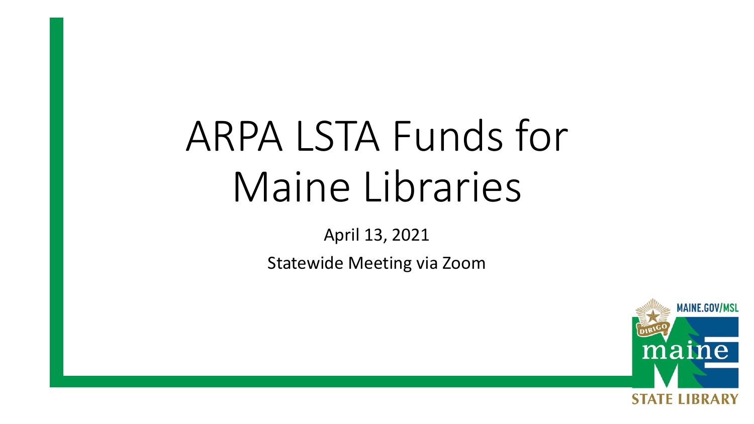# ARPA LSTA Funds for Maine Libraries

April 13, 2021

Statewide Meeting via Zoom

MAINE.GOV/MSL

DIRIGO

maine

STATE LIBRARY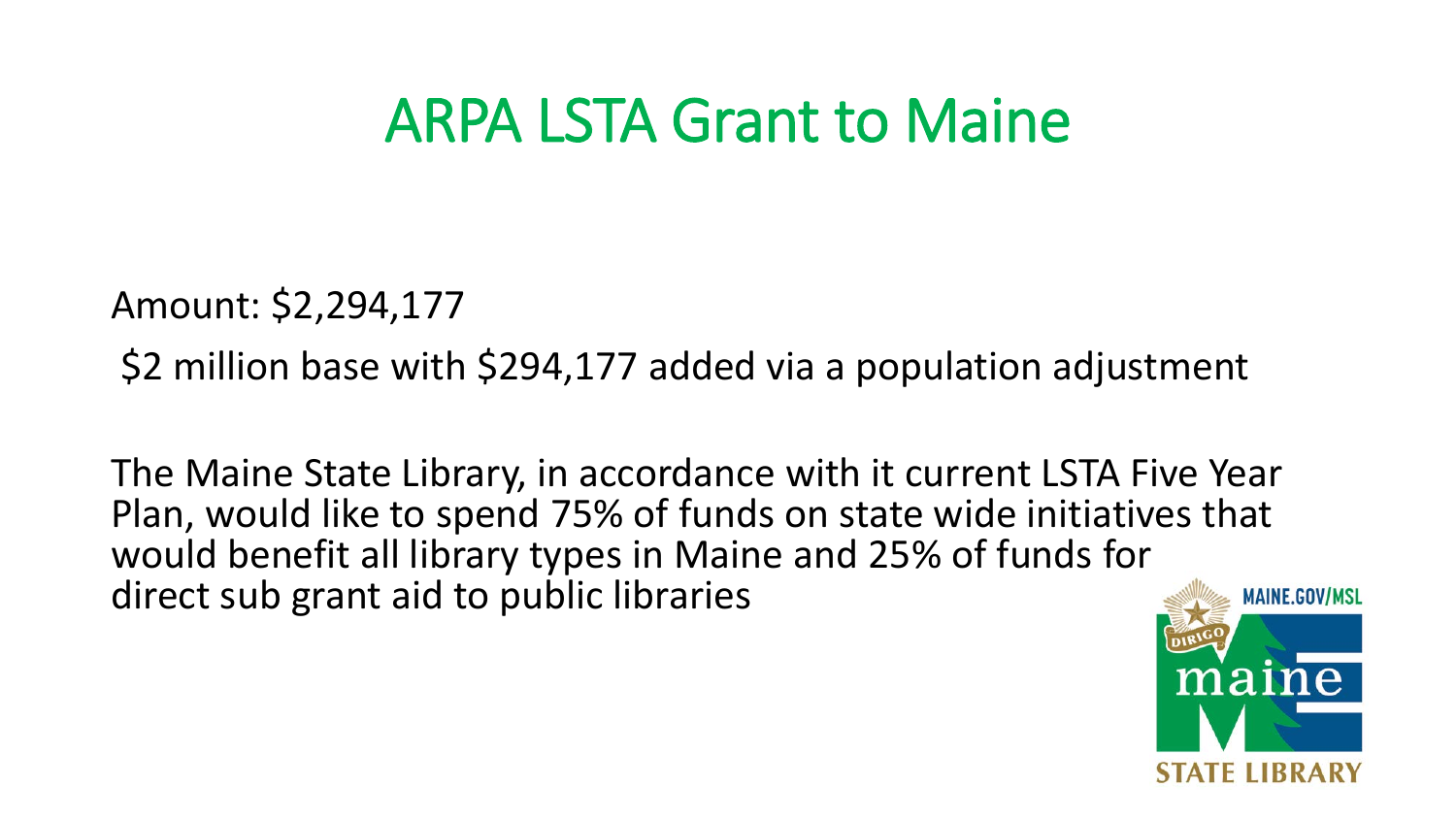# ARPA LSTA Grant to Maine

Amount: $2,294,177

$2 million base with $294,177 added via a population adjustment

The Maine State Library, in accordance with it current LSTA Five Year Plan, would like to spend 75% of funds on state wide initiatives that would benefit all library types in Maine and 25% of funds for direct sub grant aid to public libraries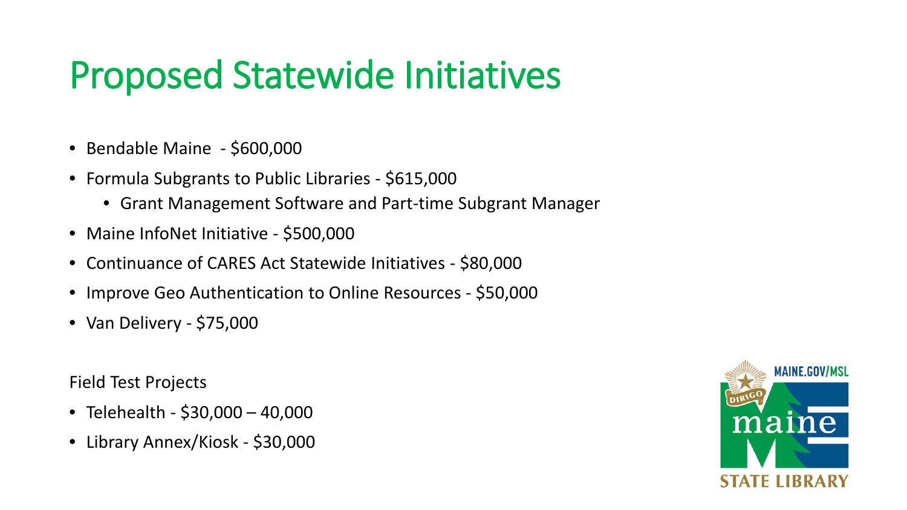# Proposed Statewide Initiatives

- Bendable Maine - $600,000
- Formula Subgrants to Public Libraries - $615,000
  - Grant Management Software and Part-time Subgrant Manager
- Maine InfoNet Initiative - $500,000
- Continuance of CARES Act Statewide Initiatives - $80,000
- Improve Geo Authentication to Online Resources - $50,000
- Van Delivery - $75,000

Field Test Projects

- Telehealth - $30,000 – 40,000
- Library Annex/Kiosk - $30,000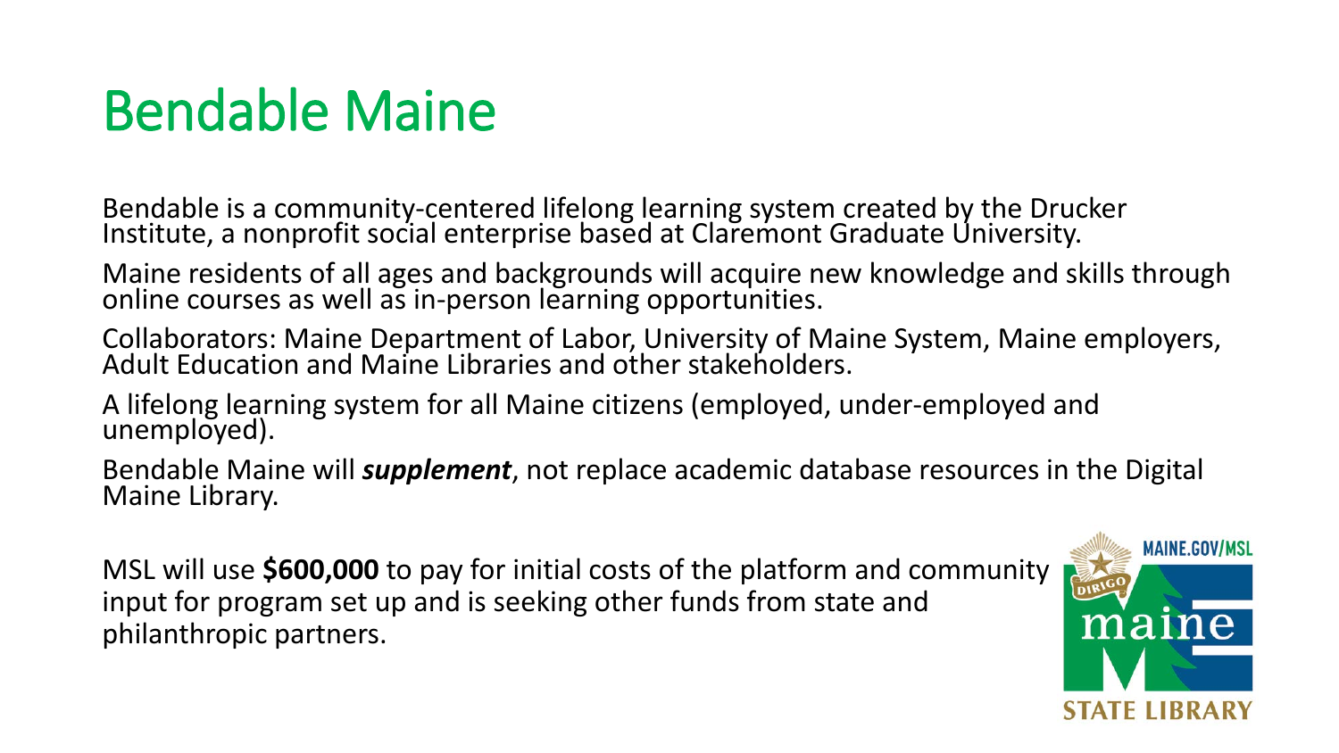# Bendable Maine

Bendable is a community-centered lifelong learning system created by the Drucker Institute, a nonprofit social enterprise based at Claremont Graduate University.

Maine residents of all ages and backgrounds will acquire new knowledge and skills through online courses as well as in-person learning opportunities.

Collaborators: Maine Department of Labor, University of Maine System, Maine employers, Adult Education and Maine Libraries and other stakeholders.

A lifelong learning system for all Maine citizens (employed, under-employed and unemployed).

Bendable Maine will ***supplement***, not replace academic database resources in the Digital Maine Library.

MSL will use **$600,000** to pay for initial costs of the platform and community input for program set up and is seeking other funds from state and philanthropic partners.

MAINE.GOV/MSL

DIRIGO

maine

STATE LIBRARY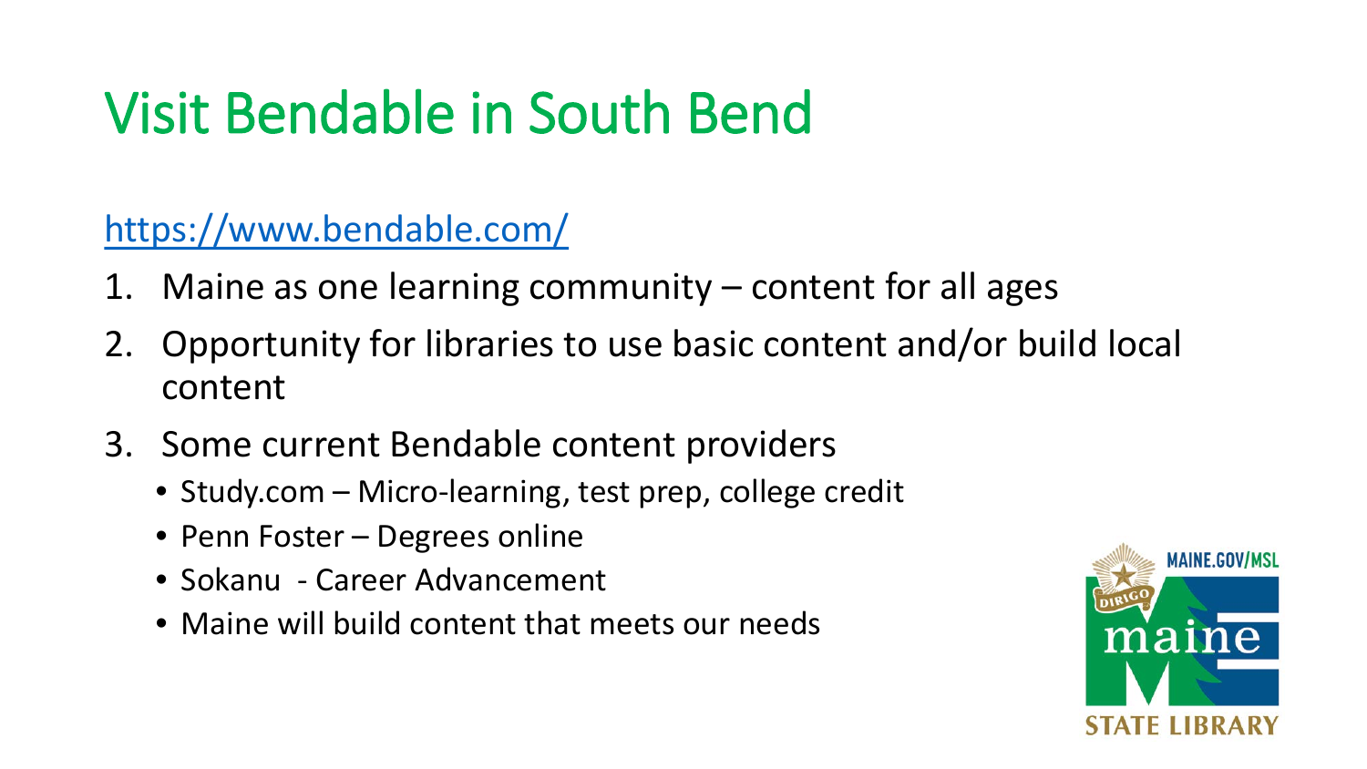# Visit Bendable in South Bend

https://www.bendable.com/

1. Maine as one learning community – content for all ages
2. Opportunity for libraries to use basic content and/or build local content
3. Some current Bendable content providers
   - Study.com – Micro-learning, test prep, college credit
   - Penn Foster – Degrees online
   - Sokanu - Career Advancement
   - Maine will build content that meets our needs

MAINE.GOV/MSL

DIRIGO

maine

STATE LIBRARY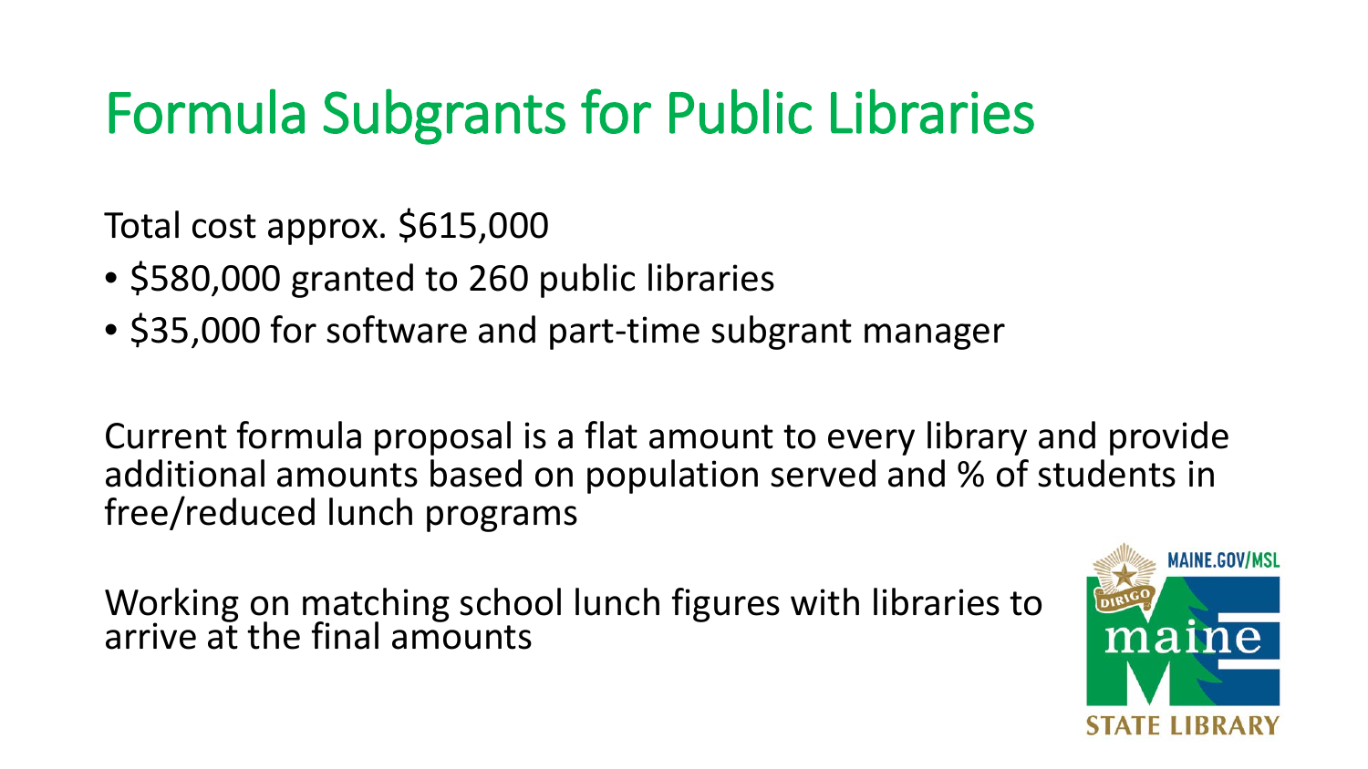# Formula Subgrants for Public Libraries

Total cost approx. $615,000

- $580,000 granted to 260 public libraries
- $35,000 for software and part-time subgrant manager

Current formula proposal is a flat amount to every library and provide additional amounts based on population served and % of students in free/reduced lunch programs

Working on matching school lunch figures with libraries to arrive at the final amounts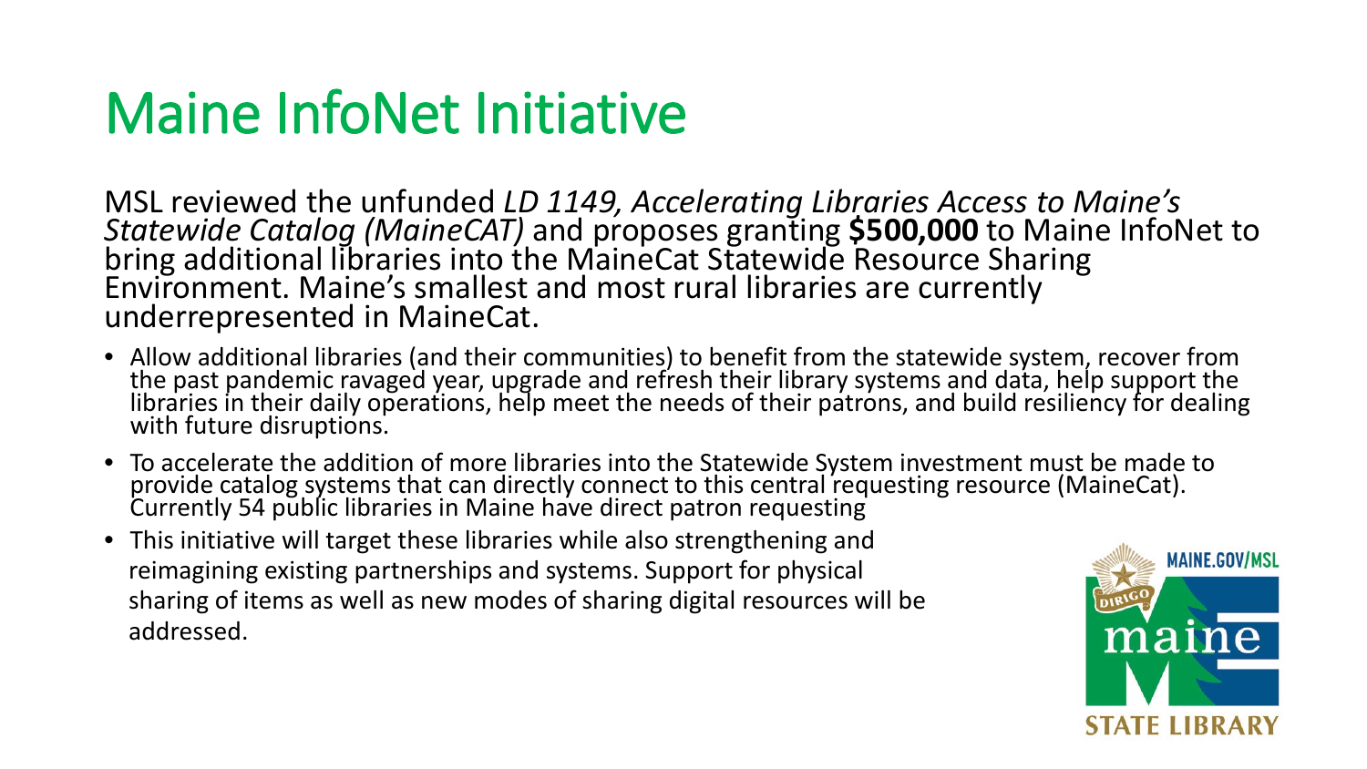# Maine InfoNet Initiative

MSL reviewed the unfunded *LD 1149, Accelerating Libraries Access to Maine's Statewide Catalog (MaineCAT)* and proposes granting **$500,000** to Maine InfoNet to bring additional libraries into the MaineCat Statewide Resource Sharing Environment. Maine's smallest and most rural libraries are currently underrepresented in MaineCat.

- Allow additional libraries (and their communities) to benefit from the statewide system, recover from the past pandemic ravaged year, upgrade and refresh their library systems and data, help support the libraries in their daily operations, help meet the needs of their patrons, and build resiliency for dealing with future disruptions.
- To accelerate the addition of more libraries into the Statewide System investment must be made to provide catalog systems that can directly connect to this central requesting resource (MaineCat). Currently 54 public libraries in Maine have direct patron requesting
- This initiative will target these libraries while also strengthening and reimagining existing partnerships and systems. Support for physical sharing of items as well as new modes of sharing digital resources will be addressed.

MAINE.GOV/MSL

DIRIGO maine STATE LIBRARY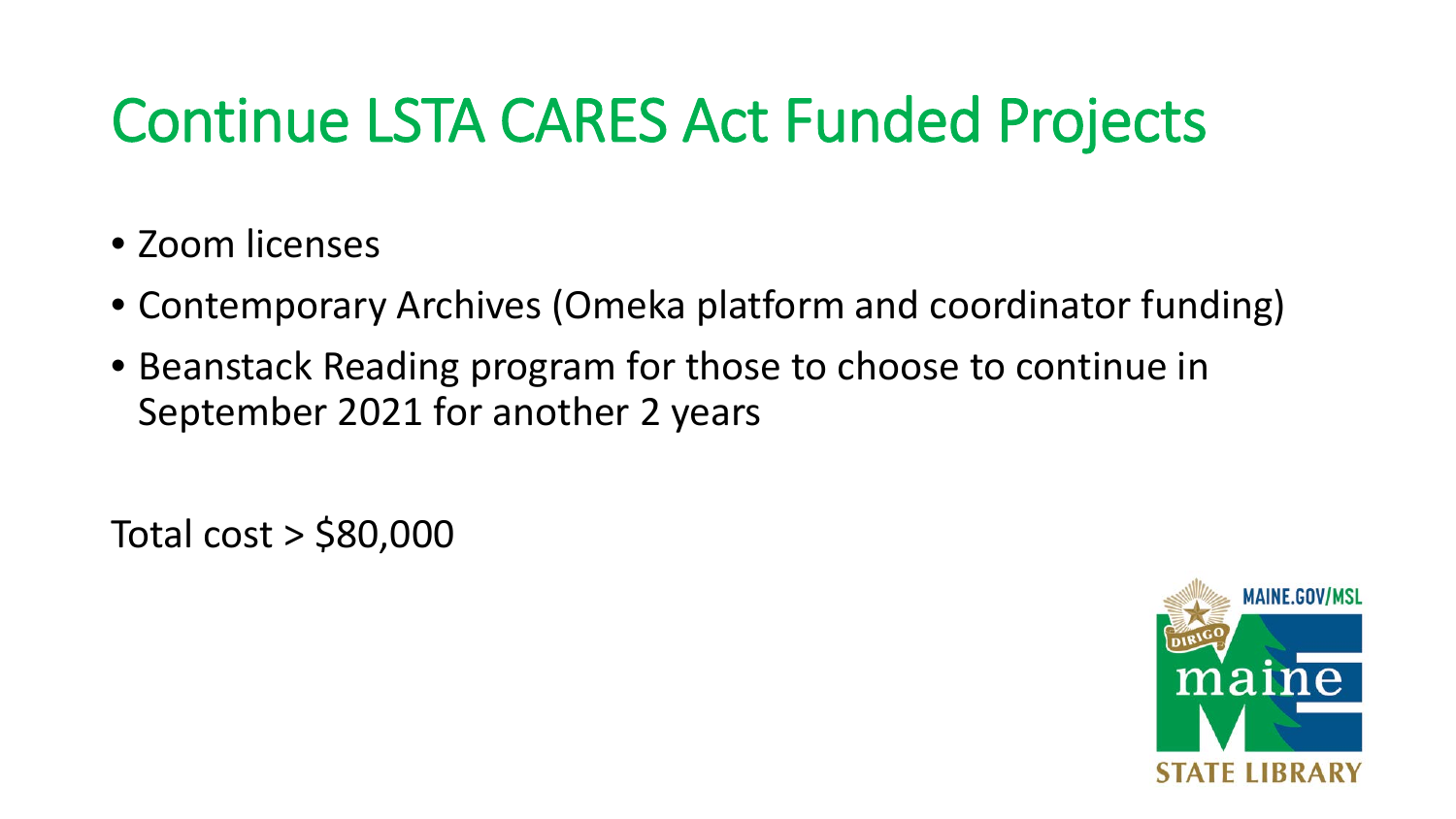# Continue LSTA CARES Act Funded Projects

- Zoom licenses
- Contemporary Archives (Omeka platform and coordinator funding)
- Beanstack Reading program for those to choose to continue in September 2021 for another 2 years

Total cost > $80,000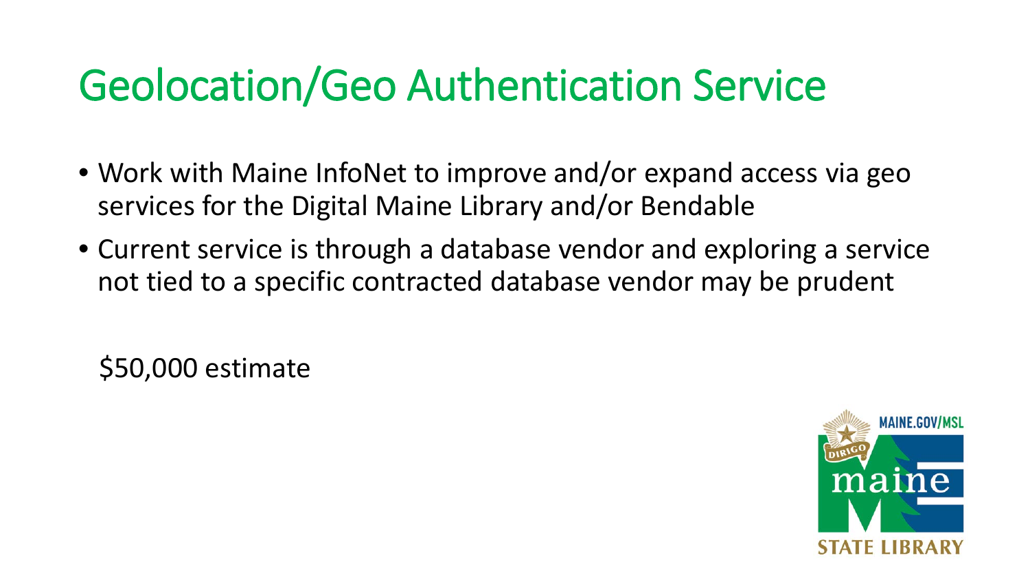# Geolocation/Geo Authentication Service

- Work with Maine InfoNet to improve and/or expand access via geo services for the Digital Maine Library and/or Bendable
- Current service is through a database vendor and exploring a service not tied to a specific contracted database vendor may be prudent

$50,000 estimate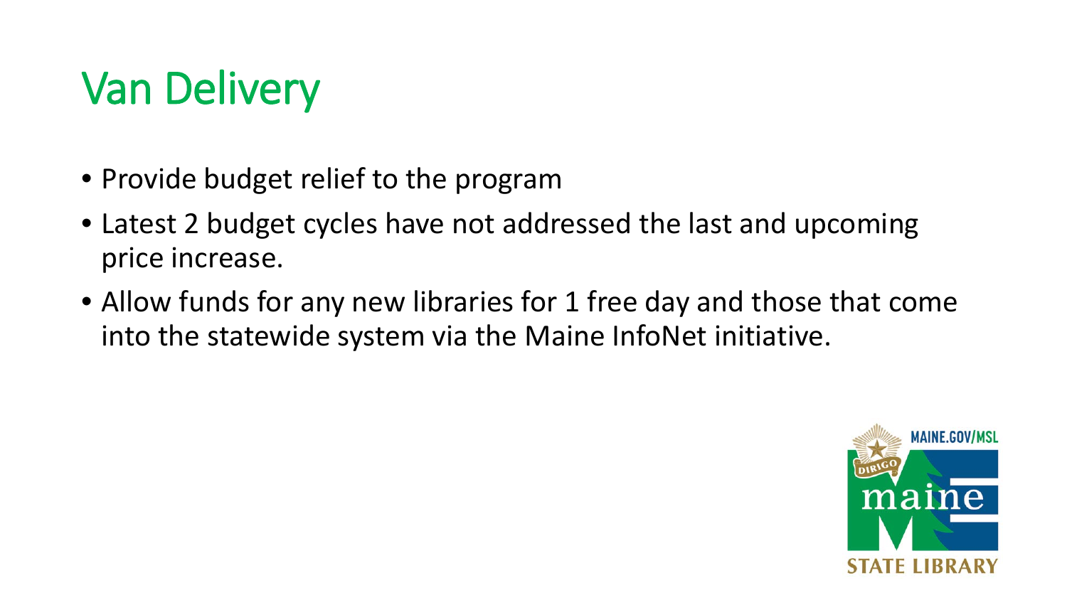# Van Delivery

- Provide budget relief to the program
- Latest 2 budget cycles have not addressed the last and upcoming price increase.
- Allow funds for any new libraries for 1 free day and those that come into the statewide system via the Maine InfoNet initiative.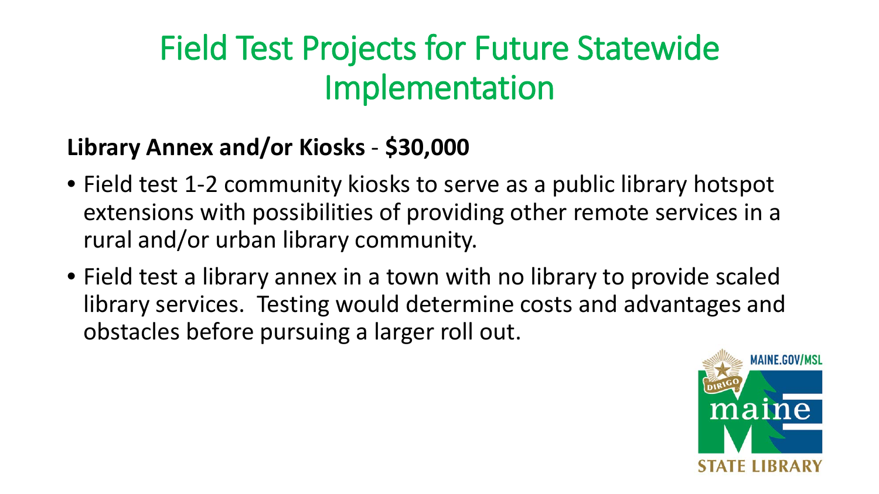# Field Test Projects for Future Statewide Implementation

**Library Annex and/or Kiosks** - **$30,000**

- Field test 1-2 community kiosks to serve as a public library hotspot extensions with possibilities of providing other remote services in a rural and/or urban library community.
- Field test a library annex in a town with no library to provide scaled library services. Testing would determine costs and advantages and obstacles before pursuing a larger roll out.

MAINE.GOV/MSL

DIRIGO maine STATE LIBRARY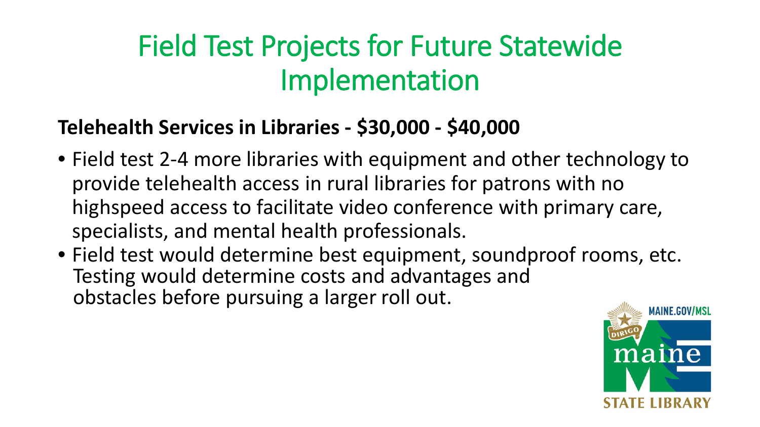# Field Test Projects for Future Statewide Implementation

**Telehealth Services in Libraries - $30,000 - $40,000**

- Field test 2-4 more libraries with equipment and other technology to provide telehealth access in rural libraries for patrons with no highspeed access to facilitate video conference with primary care, specialists, and mental health professionals.
- Field test would determine best equipment, soundproof rooms, etc. Testing would determine costs and advantages and obstacles before pursuing a larger roll out.

MAINE.GOV/MSL

DIRIGO maine STATE LIBRARY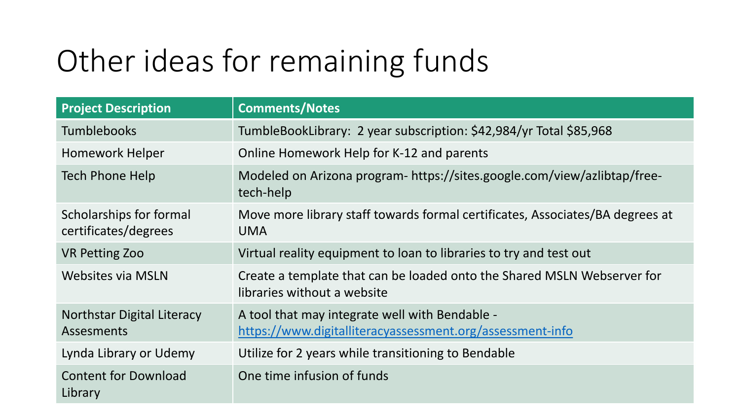# Other ideas for remaining funds

| Project Description | Comments/Notes |
| --- | --- |
| Tumblebooks | TumbleBookLibrary: 2 year subscription: $42,984/yr Total $85,968 |
| Homework Helper | Online Homework Help for K-12 and parents |
| Tech Phone Help | Modeled on Arizona program- https://sites.google.com/view/azlibtap/free-tech-help |
| Scholarships for formal certificates/degrees | Move more library staff towards formal certificates, Associates/BA degrees at UMA |
| VR Petting Zoo | Virtual reality equipment to loan to libraries to try and test out |
| Websites via MSLN | Create a template that can be loaded onto the Shared MSLN Webserver for libraries without a website |
| Northstar Digital Literacy Assesments | A tool that may integrate well with Bendable - https://www.digitalliteracyassessment.org/assessment-info |
| Lynda Library or Udemy | Utilize for 2 years while transitioning to Bendable |
| Content for Download Library | One time infusion of funds |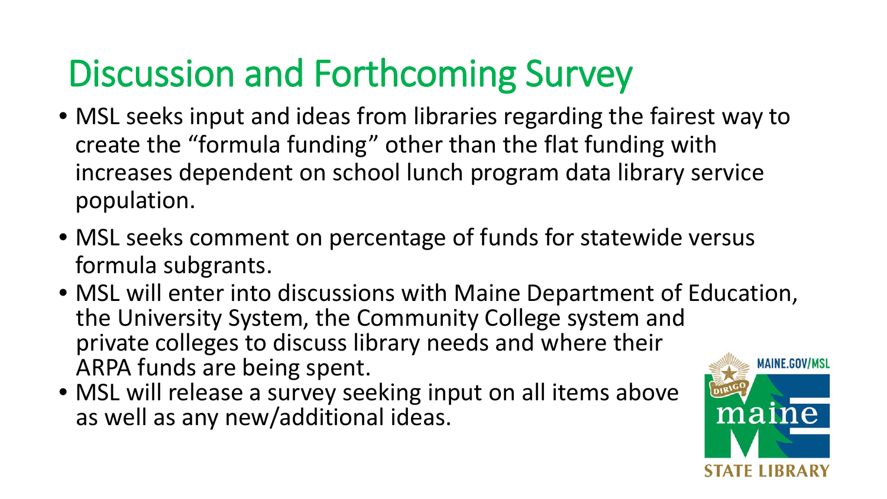# Discussion and Forthcoming Survey

- MSL seeks input and ideas from libraries regarding the fairest way to create the "formula funding" other than the flat funding with increases dependent on school lunch program data library service population.
- MSL seeks comment on percentage of funds for statewide versus formula subgrants.
- MSL will enter into discussions with Maine Department of Education, the University System, the Community College system and private colleges to discuss library needs and where their ARPA funds are being spent.
- MSL will release a survey seeking input on all items above as well as any new/additional ideas.

MAINE.GOV/MSL

maine STATE LIBRARY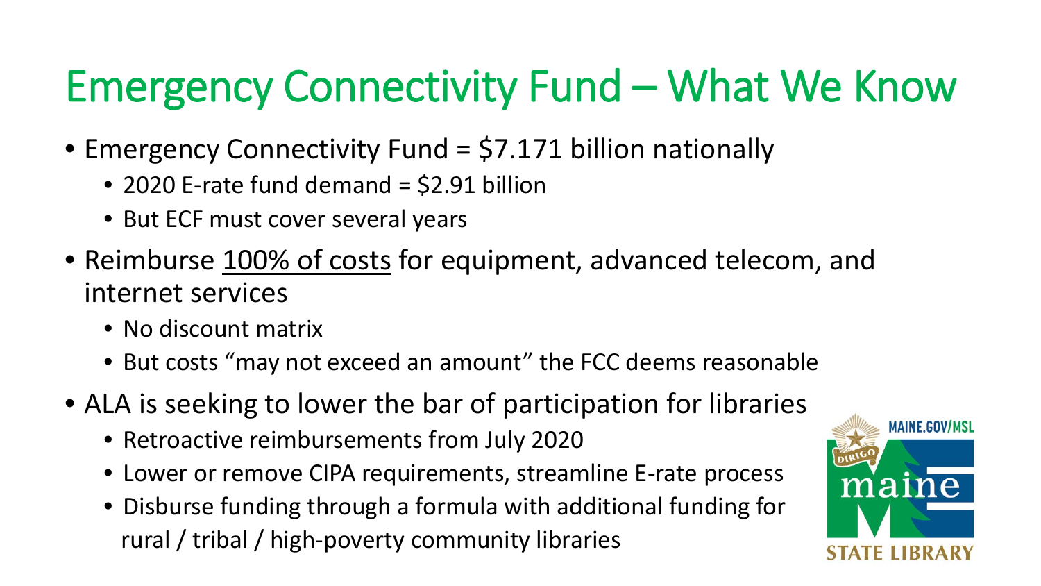# Emergency Connectivity Fund – What We Know

- Emergency Connectivity Fund = $7.171 billion nationally
  - 2020 E-rate fund demand = $2.91 billion
  - But ECF must cover several years
- Reimburse <u>100% of costs</u> for equipment, advanced telecom, and internet services
  - No discount matrix
  - But costs "may not exceed an amount" the FCC deems reasonable
- ALA is seeking to lower the bar of participation for libraries
  - Retroactive reimbursements from July 2020
  - Lower or remove CIPA requirements, streamline E-rate process
  - Disburse funding through a formula with additional funding for rural / tribal / high-poverty community libraries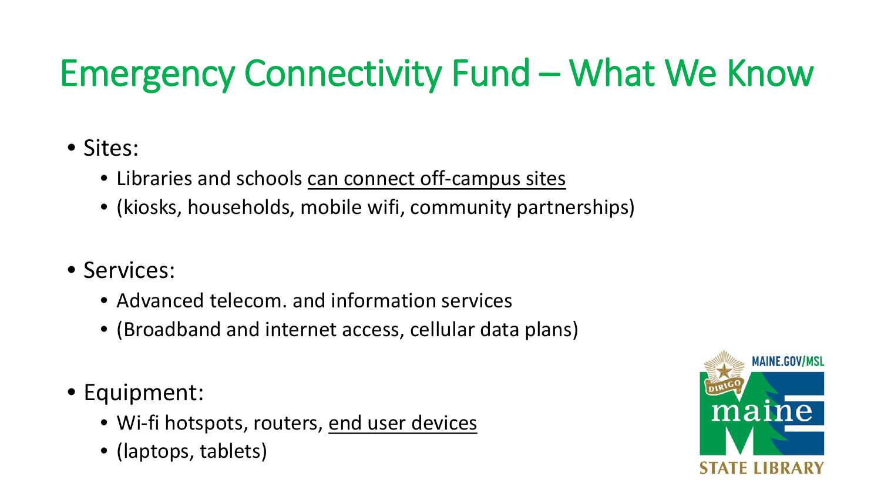# Emergency Connectivity Fund – What We Know

- Sites:
  - Libraries and schools can connect off-campus sites
  - (kiosks, households, mobile wifi, community partnerships)
- Services:
  - Advanced telecom. and information services
  - (Broadband and internet access, cellular data plans)
- Equipment:
  - Wi-fi hotspots, routers, end user devices
  - (laptops, tablets)

MAINE.GOV/MSL
DIRIGO
maine
STATE LIBRARY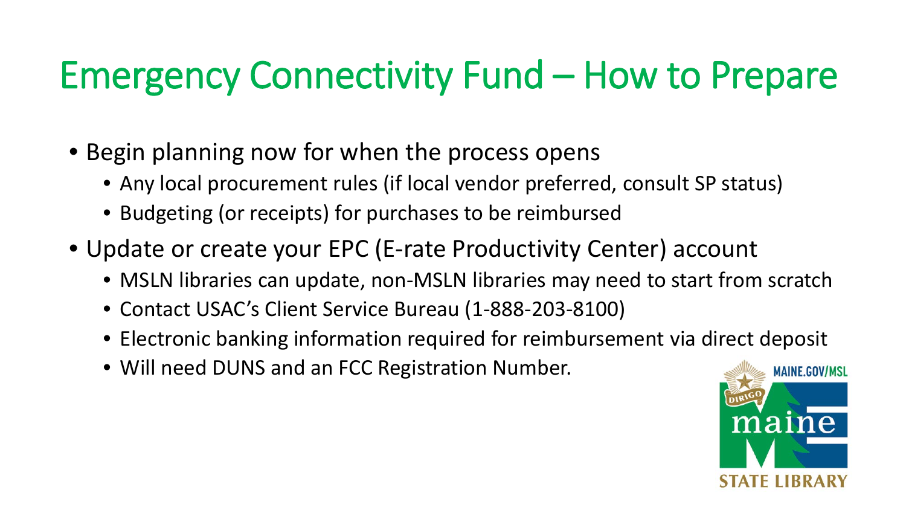# Emergency Connectivity Fund – How to Prepare

- Begin planning now for when the process opens
  - Any local procurement rules (if local vendor preferred, consult SP status)
  - Budgeting (or receipts) for purchases to be reimbursed
- Update or create your EPC (E-rate Productivity Center) account
  - MSLN libraries can update, non-MSLN libraries may need to start from scratch
  - Contact USAC's Client Service Bureau (1-888-203-8100)
  - Electronic banking information required for reimbursement via direct deposit
  - Will need DUNS and an FCC Registration Number.

MAINE.GOV/MSL

DIRIGO maine STATE LIBRARY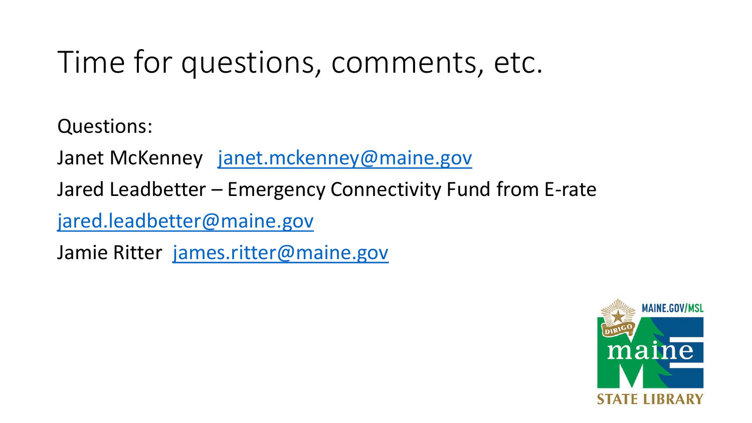# Time for questions, comments, etc.

Questions:

Janet McKenney janet.mckenney@maine.gov

Jared Leadbetter – Emergency Connectivity Fund from E-rate

jared.leadbetter@maine.gov

Jamie Ritter james.ritter@maine.gov